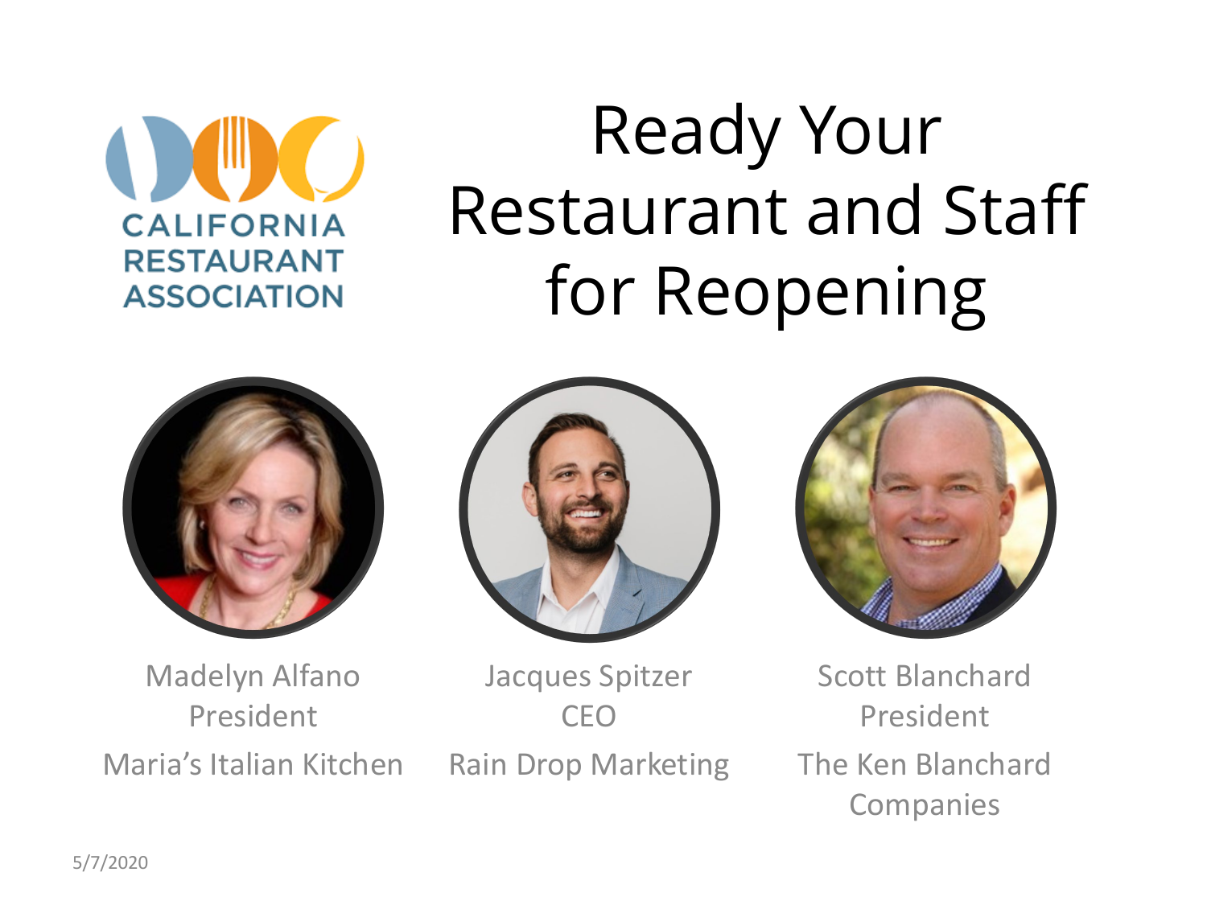CALIFORNIA RESTAURANT ASSOCIATION

# Ready Your Restaurant and Staff for Reopening

Madelyn Alfano
President
Maria's Italian Kitchen

Jacques Spitzer
CEO
Rain Drop Marketing

Scott Blanchard
President
The Ken Blanchard Companies

5/7/2020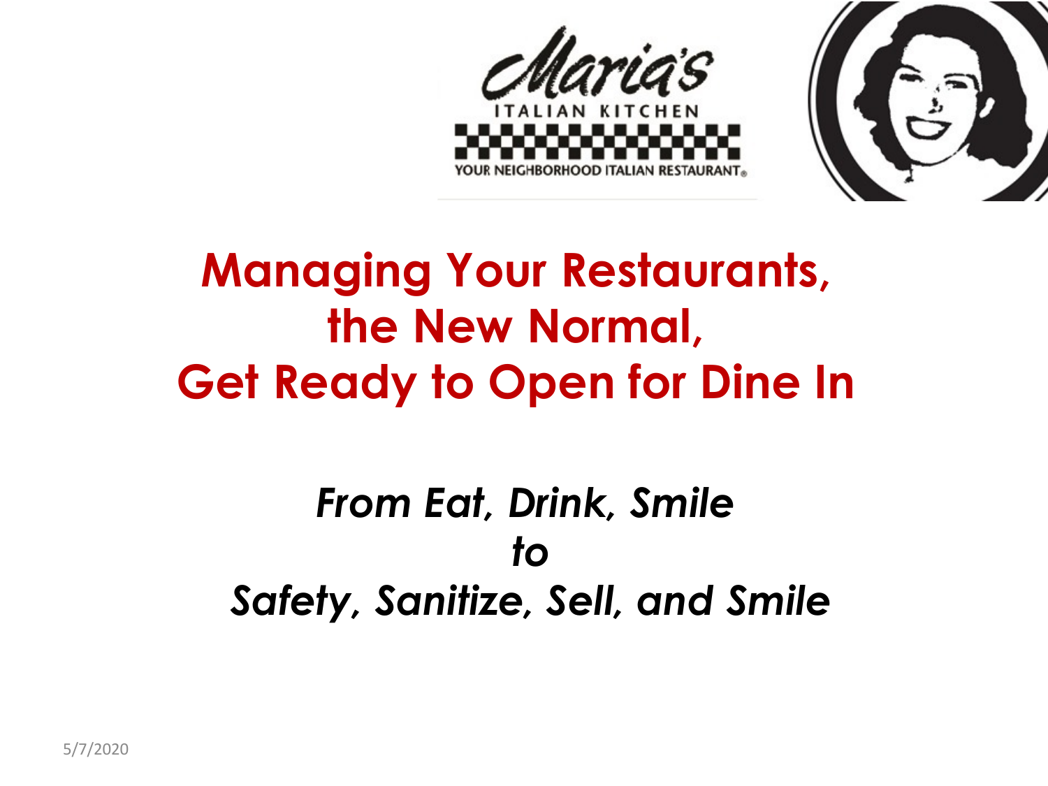# Managing Your Restaurants, the New Normal, Get Ready to Open for Dine In

***From Eat, Drink, Smile***
***to***
***Safety, Sanitize, Sell, and Smile***

5/7/2020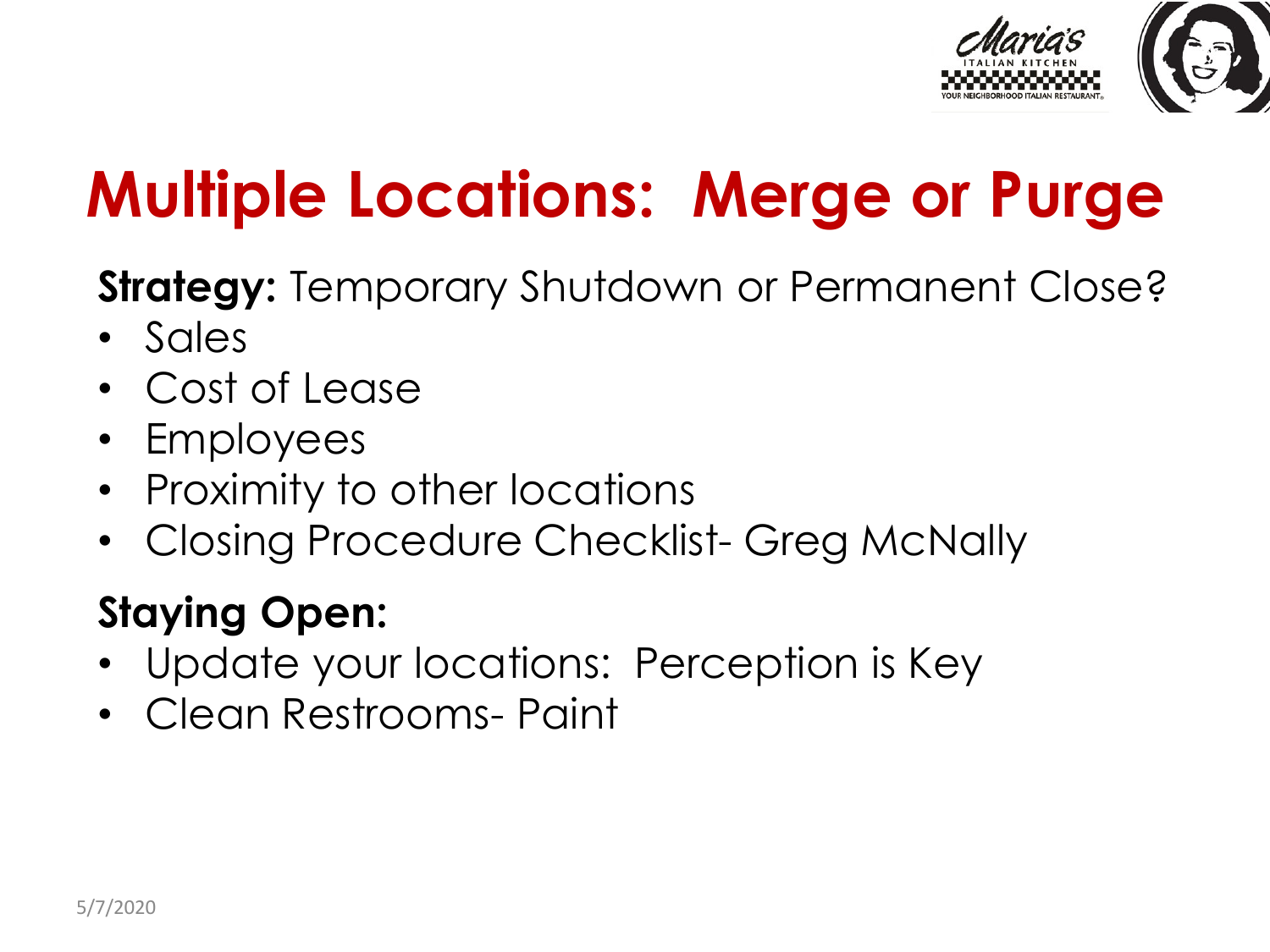# Multiple Locations: Merge or Purge

**Strategy:** Temporary Shutdown or Permanent Close?

- Sales
- Cost of Lease
- Employees
- Proximity to other locations
- Closing Procedure Checklist- Greg McNally

**Staying Open:**

- Update your locations: Perception is Key
- Clean Restrooms- Paint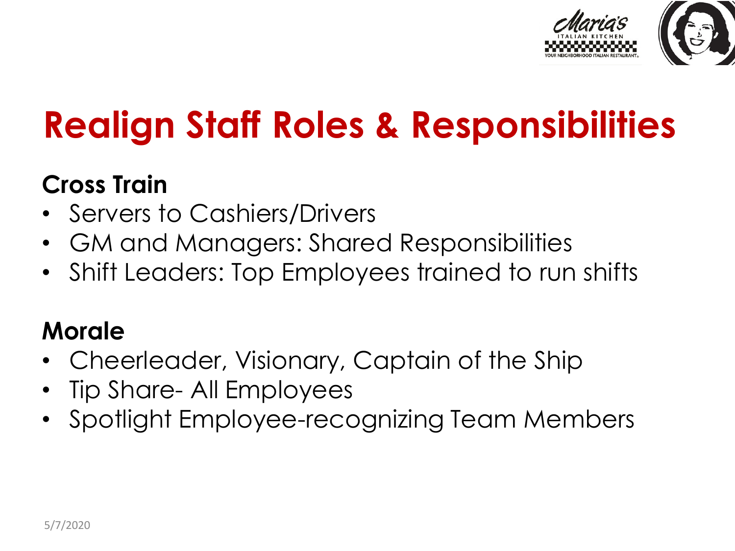# Realign Staff Roles & Responsibilities

**Cross Train**

- Servers to Cashiers/Drivers
- GM and Managers: Shared Responsibilities
- Shift Leaders: Top Employees trained to run shifts

**Morale**

- Cheerleader, Visionary, Captain of the Ship
- Tip Share- All Employees
- Spotlight Employee-recognizing Team Members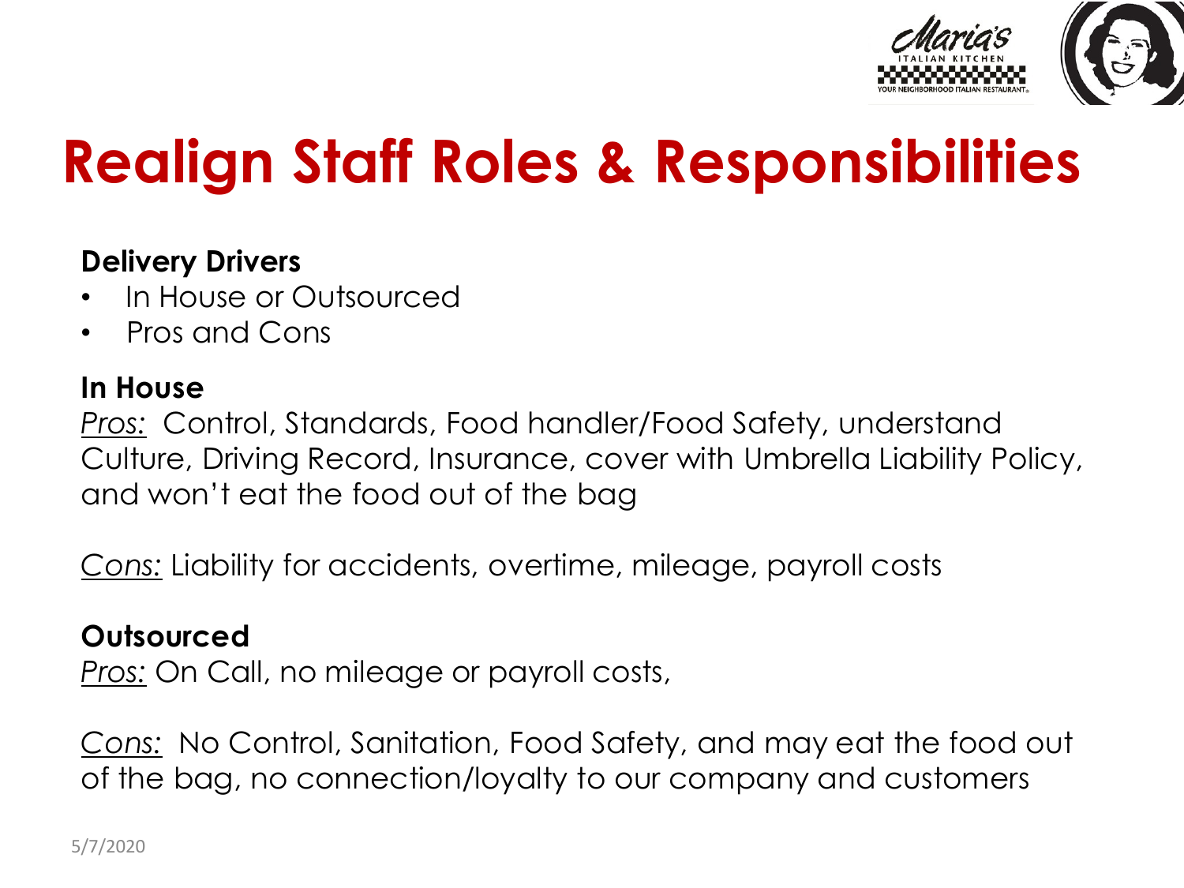# Realign Staff Roles & Responsibilities

**Delivery Drivers**

- In House or Outsourced
- Pros and Cons

**In House**

*Pros:* Control, Standards, Food handler/Food Safety, understand Culture, Driving Record, Insurance, cover with Umbrella Liability Policy, and won't eat the food out of the bag

*Cons:* Liability for accidents, overtime, mileage, payroll costs

**Outsourced**

*Pros:* On Call, no mileage or payroll costs,

*Cons:* No Control, Sanitation, Food Safety, and may eat the food out of the bag, no connection/loyalty to our company and customers

5/7/2020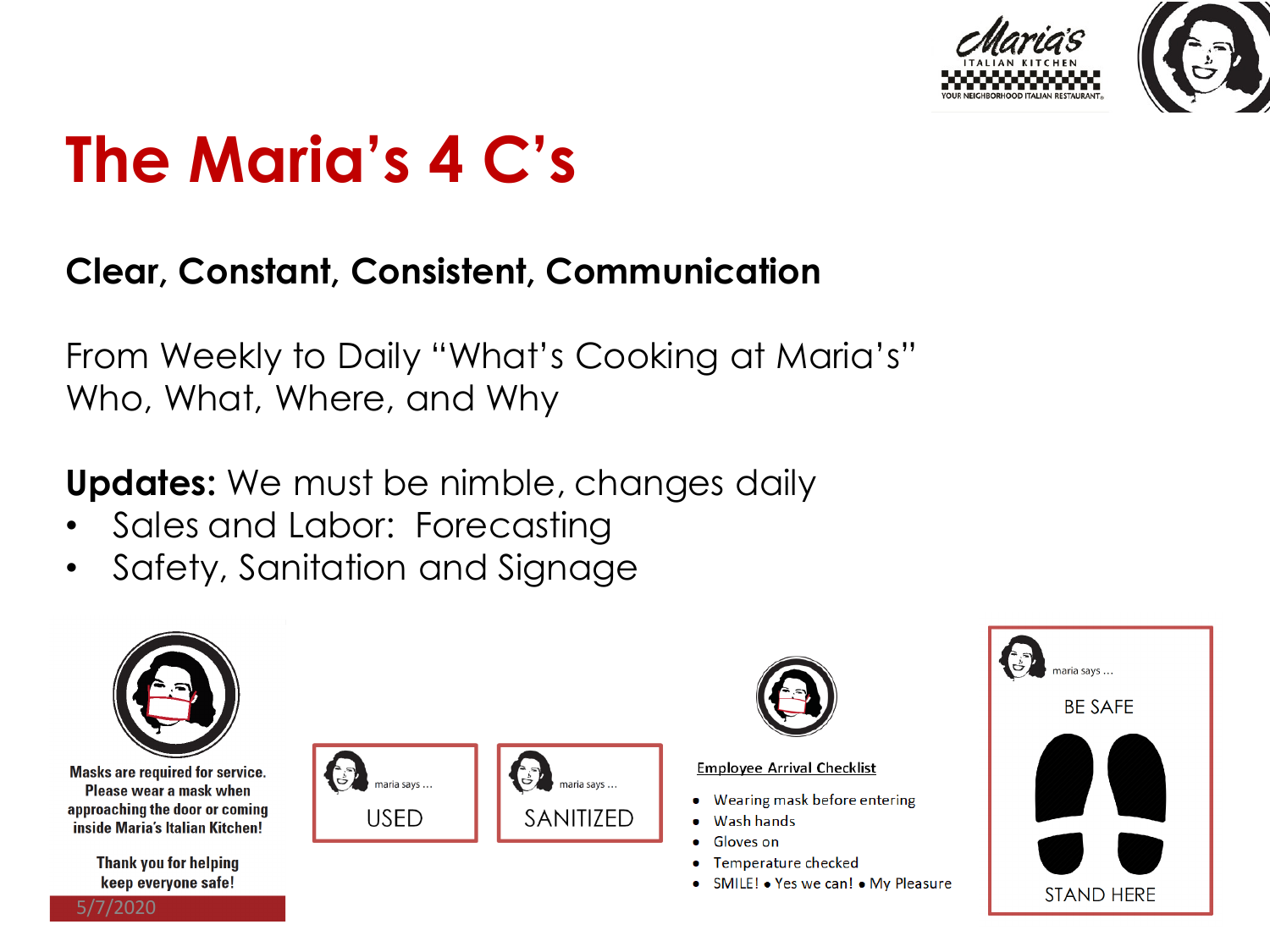# The Maria's 4 C's

**Clear, Constant, Consistent, Communication**

From Weekly to Daily "What's Cooking at Maria's"
Who, What, Where, and Why

**Updates:** We must be nimble, changes daily

- Sales and Labor: Forecasting
- Safety, Sanitation and Signage

Masks are required for service. Please wear a mask when approaching the door or coming inside Maria's Italian Kitchen!

Thank you for helping keep everyone safe!

maria says ...
USED

maria says ...
SANITIZED

**Employee Arrival Checklist**

- Wearing mask before entering
- Wash hands
- Gloves on
- Temperature checked
- SMILE! • Yes we can! • My Pleasure

maria says ...
BE SAFE
STAND HERE

5/7/2020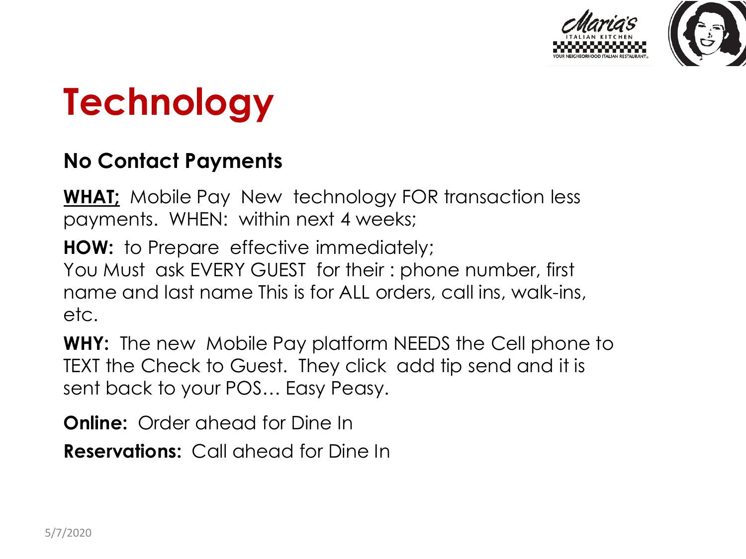# Technology

## No Contact Payments

**WHAT;** Mobile Pay New technology FOR transaction less payments. WHEN: within next 4 weeks;

**HOW:** to Prepare effective immediately;
You Must ask EVERY GUEST for their : phone number, first name and last name This is for ALL orders, call ins, walk-ins, etc.

**WHY:** The new Mobile Pay platform NEEDS the Cell phone to TEXT the Check to Guest. They click add tip send and it is sent back to your POS… Easy Peasy.

**Online:** Order ahead for Dine In

**Reservations:** Call ahead for Dine In

5/7/2020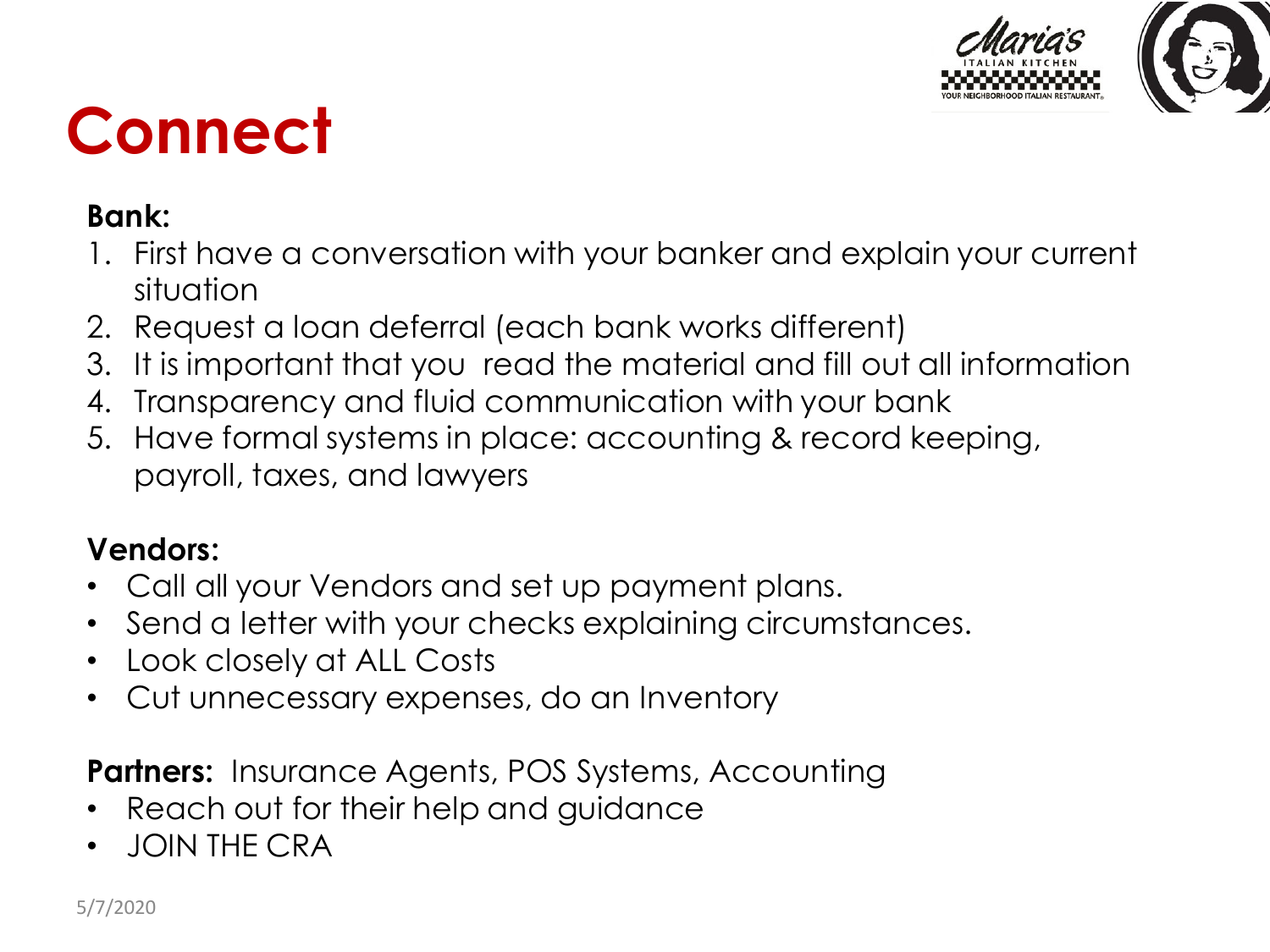# Connect

**Bank:**

1. First have a conversation with your banker and explain your current situation
2. Request a loan deferral (each bank works different)
3. It is important that you read the material and fill out all information
4. Transparency and fluid communication with your bank
5. Have formal systems in place: accounting & record keeping, payroll, taxes, and lawyers

**Vendors:**

- Call all your Vendors and set up payment plans.
- Send a letter with your checks explaining circumstances.
- Look closely at ALL Costs
- Cut unnecessary expenses, do an Inventory

**Partners:** Insurance Agents, POS Systems, Accounting

- Reach out for their help and guidance
- JOIN THE CRA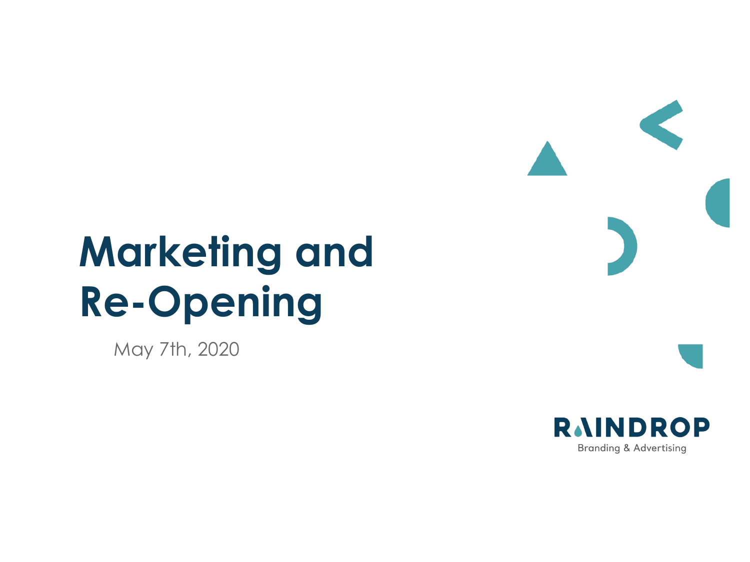# Marketing and Re-Opening

May 7th, 2020

RAINDROP
Branding & Advertising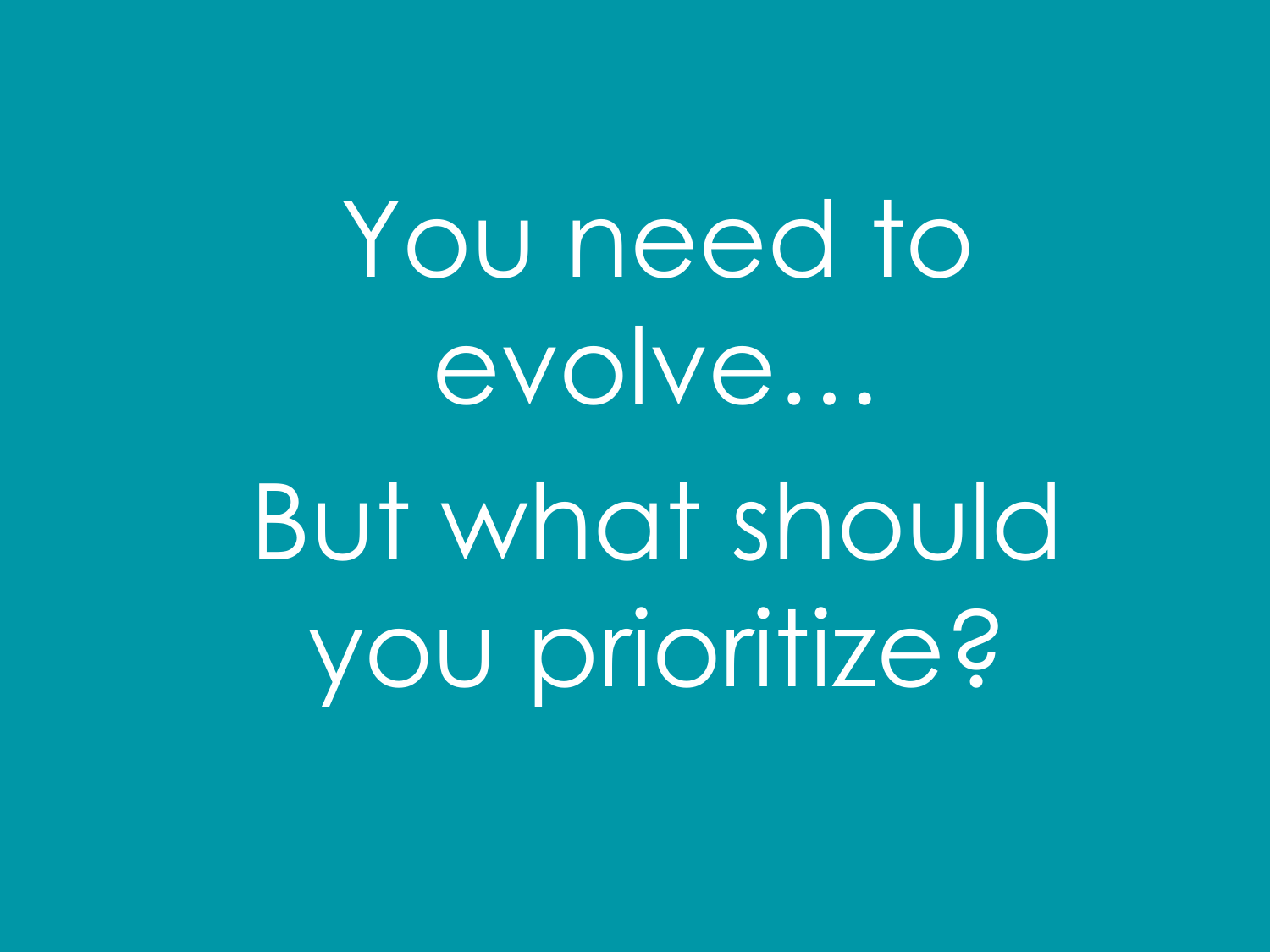# You need to evolve…

# But what should you prioritize?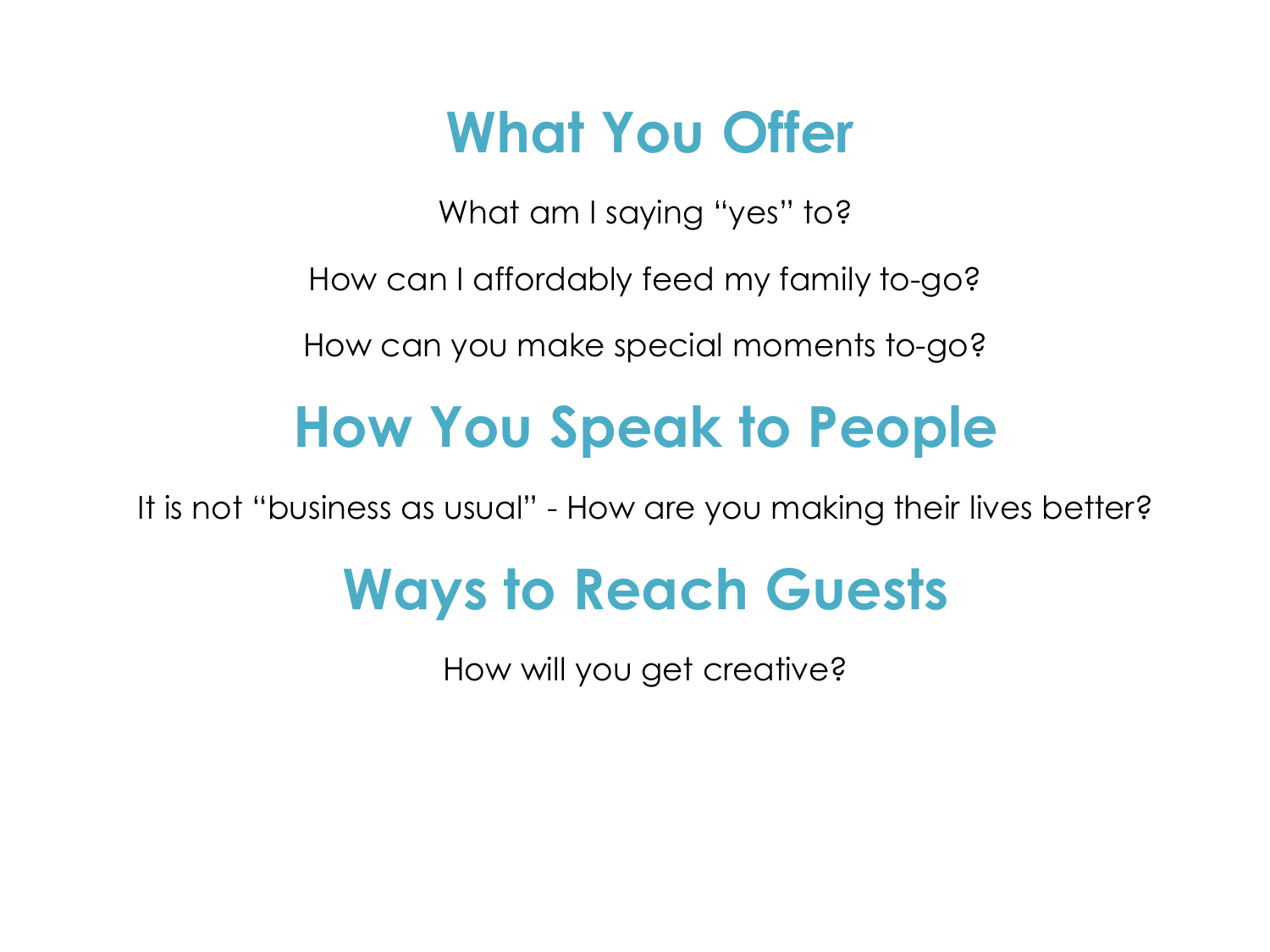## What You Offer

What am I saying “yes” to?

How can I affordably feed my family to-go?

How can you make special moments to-go?

## How You Speak to People

It is not “business as usual” - How are you making their lives better?

## Ways to Reach Guests

How will you get creative?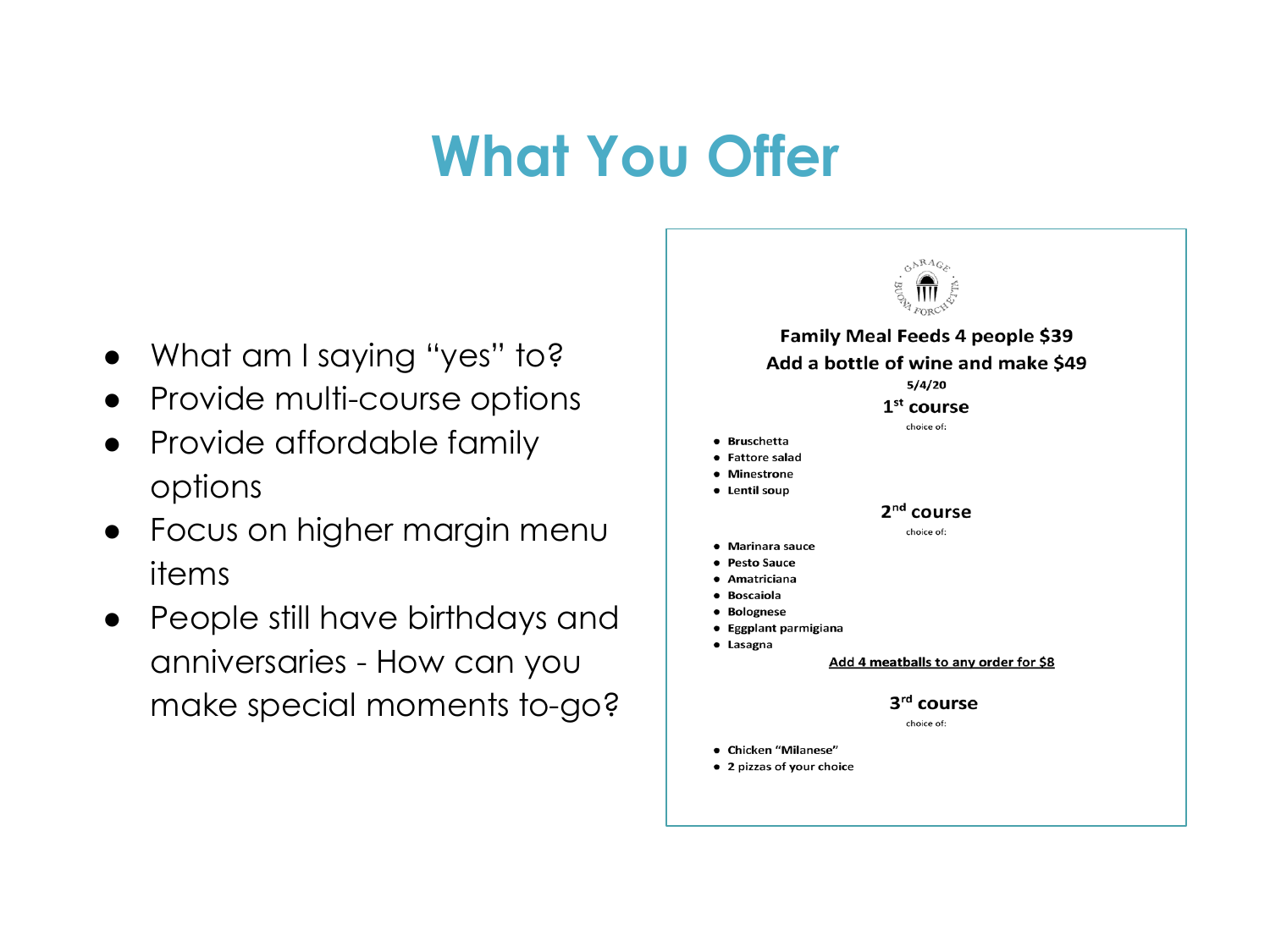# What You Offer

- What am I saying "yes" to?
- Provide multi-course options
- Provide affordable family options
- Focus on higher margin menu items
- People still have birthdays and anniversaries - How can you make special moments to-go?

GARAGE BUONA FORCHETTA

**Family Meal Feeds 4 people $39**

**Add a bottle of wine and make $49**

**5/4/20**

**1st course**

choice of:

- **Bruschetta**
- **Fattore salad**
- **Minestrone**
- **Lentil soup**

**2nd course**

choice of:

- **Marinara sauce**
- **Pesto Sauce**
- **Amatriciana**
- **Boscaiola**
- **Bolognese**
- **Eggplant parmigiana**
- **Lasagna**

**Add 4 meatballs to any order for $8**

**3rd course**

choice of:

- **Chicken "Milanese"**
- **2 pizzas of your choice**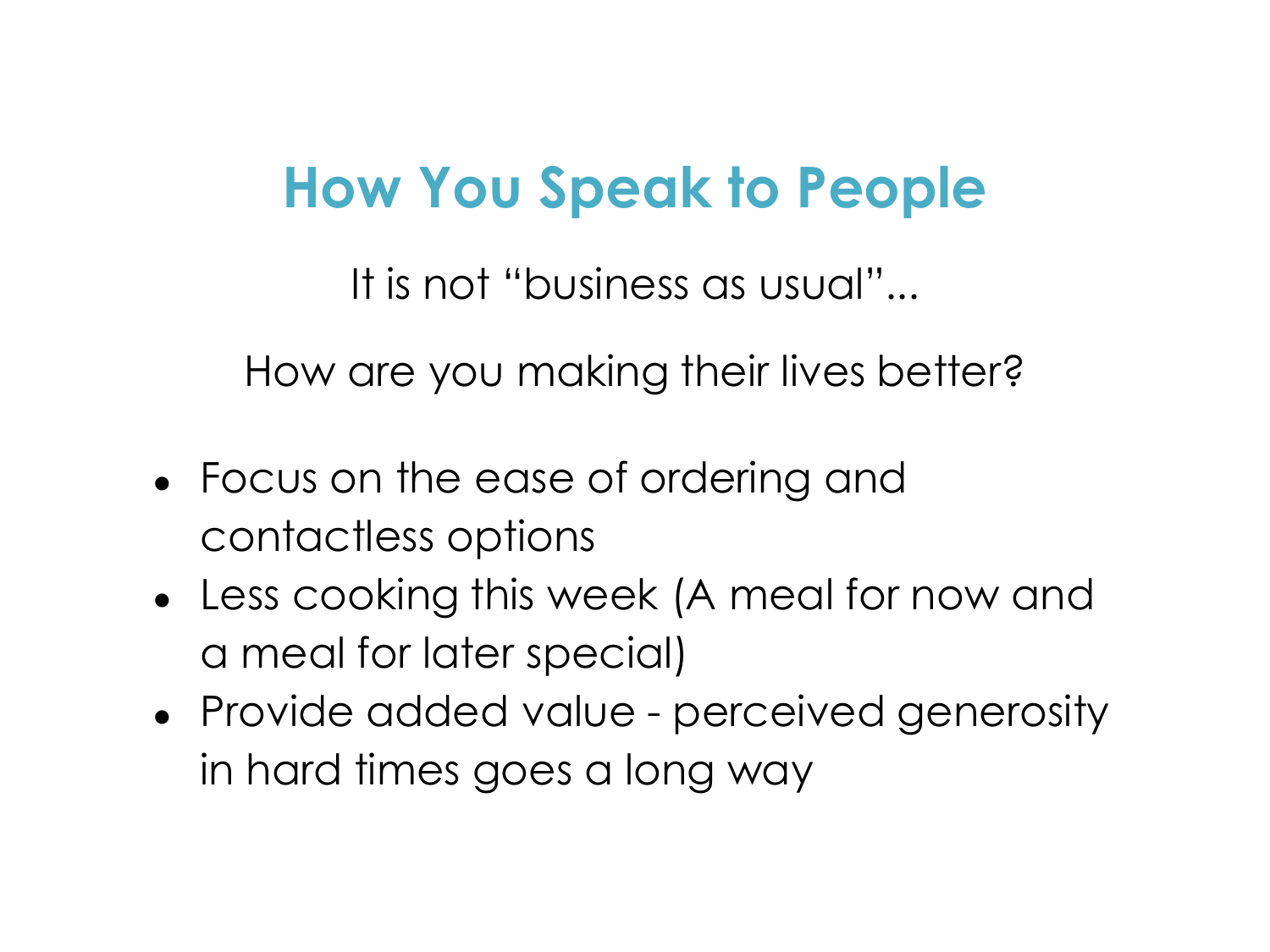# How You Speak to People

It is not “business as usual”...

How are you making their lives better?

- Focus on the ease of ordering and contactless options
- Less cooking this week (A meal for now and a meal for later special)
- Provide added value - perceived generosity in hard times goes a long way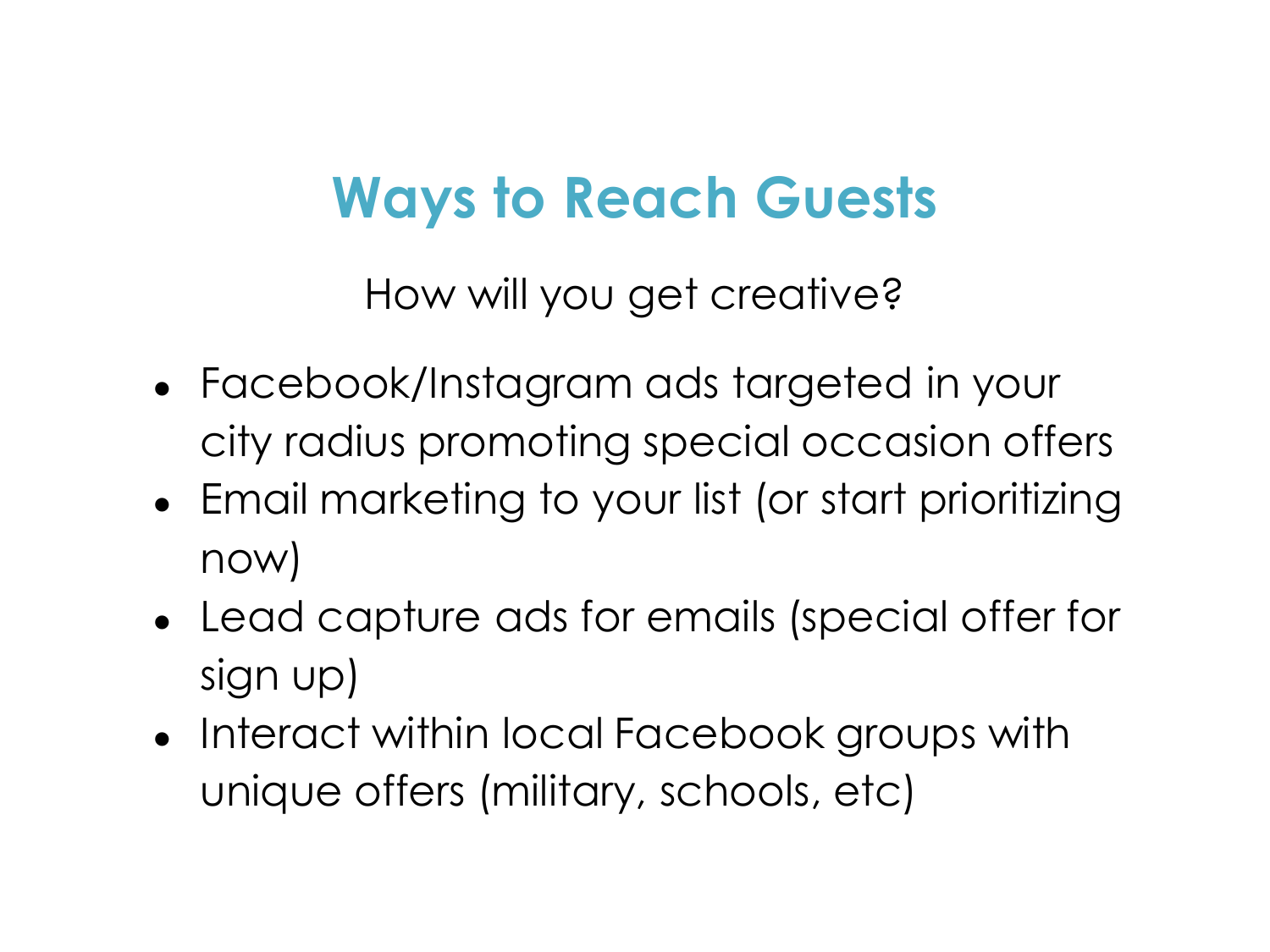# Ways to Reach Guests

How will you get creative?

- Facebook/Instagram ads targeted in your city radius promoting special occasion offers
- Email marketing to your list (or start prioritizing now)
- Lead capture ads for emails (special offer for sign up)
- Interact within local Facebook groups with unique offers (military, schools, etc)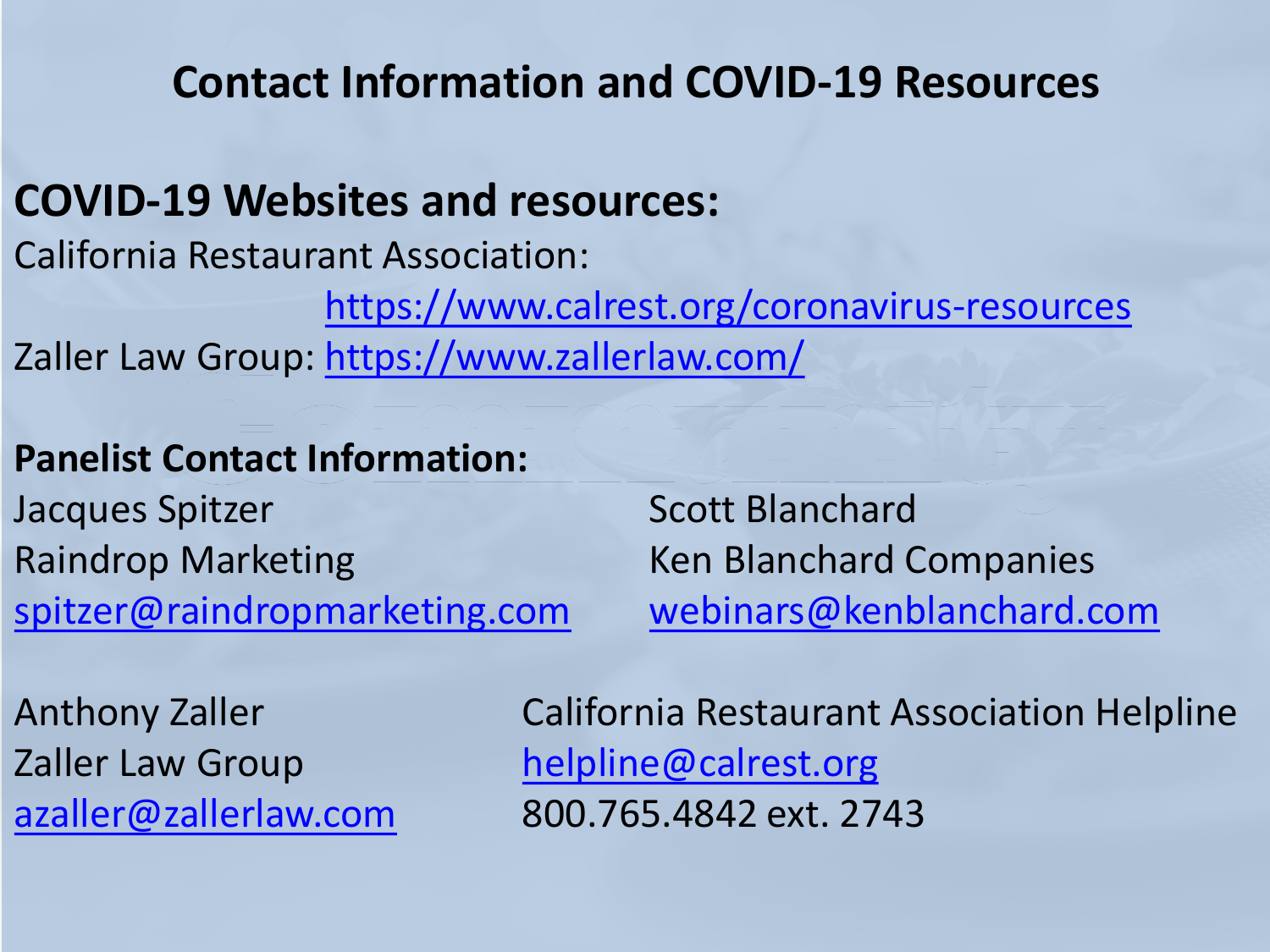# Contact Information and COVID-19 Resources

## COVID-19 Websites and resources:

California Restaurant Association: https://www.calrest.org/coronavirus-resources

Zaller Law Group: https://www.zallerlaw.com/

**Panelist Contact Information:**

Jacques Spitzer
Raindrop Marketing
spitzer@raindropmarketing.com

Scott Blanchard
Ken Blanchard Companies
webinars@kenblanchard.com

Anthony Zaller
Zaller Law Group
azaller@zallerlaw.com

California Restaurant Association Helpline
helpline@calrest.org
800.765.4842 ext. 2743